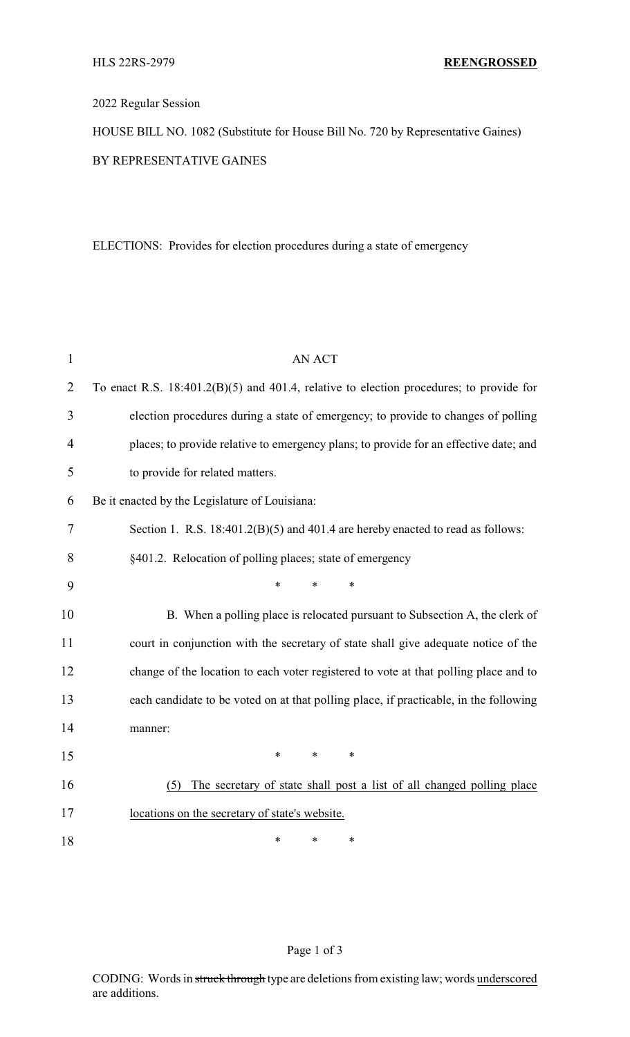HLS 22RS-2979 **REENGROSSED**

2022 Regular Session

HOUSE BILL NO. 1082 (Substitute for House Bill No. 720 by Representative Gaines)

BY REPRESENTATIVE GAINES

ELECTIONS: Provides for election procedures during a state of emergency

AN ACT

To enact R.S. 18:401.2(B)(5) and 401.4, relative to election procedures; to provide for election procedures during a state of emergency; to provide to changes of polling places; to provide relative to emergency plans; to provide for an effective date; and to provide for related matters.

Be it enacted by the Legislature of Louisiana:

Section 1. R.S. 18:401.2(B)(5) and 401.4 are hereby enacted to read as follows:

§401.2. Relocation of polling places; state of emergency

\* \* \*

B. When a polling place is relocated pursuant to Subsection A, the clerk of court in conjunction with the secretary of state shall give adequate notice of the change of the location to each voter registered to vote at that polling place and to each candidate to be voted on at that polling place, if practicable, in the following manner:

\* \* \*

<u>(5) The secretary of state shall post a list of all changed polling place locations on the secretary of state's website.</u>

\* \* \*

CODING: Words in ~~struck through~~ type are deletions from existing law; words <u>underscored</u> are additions.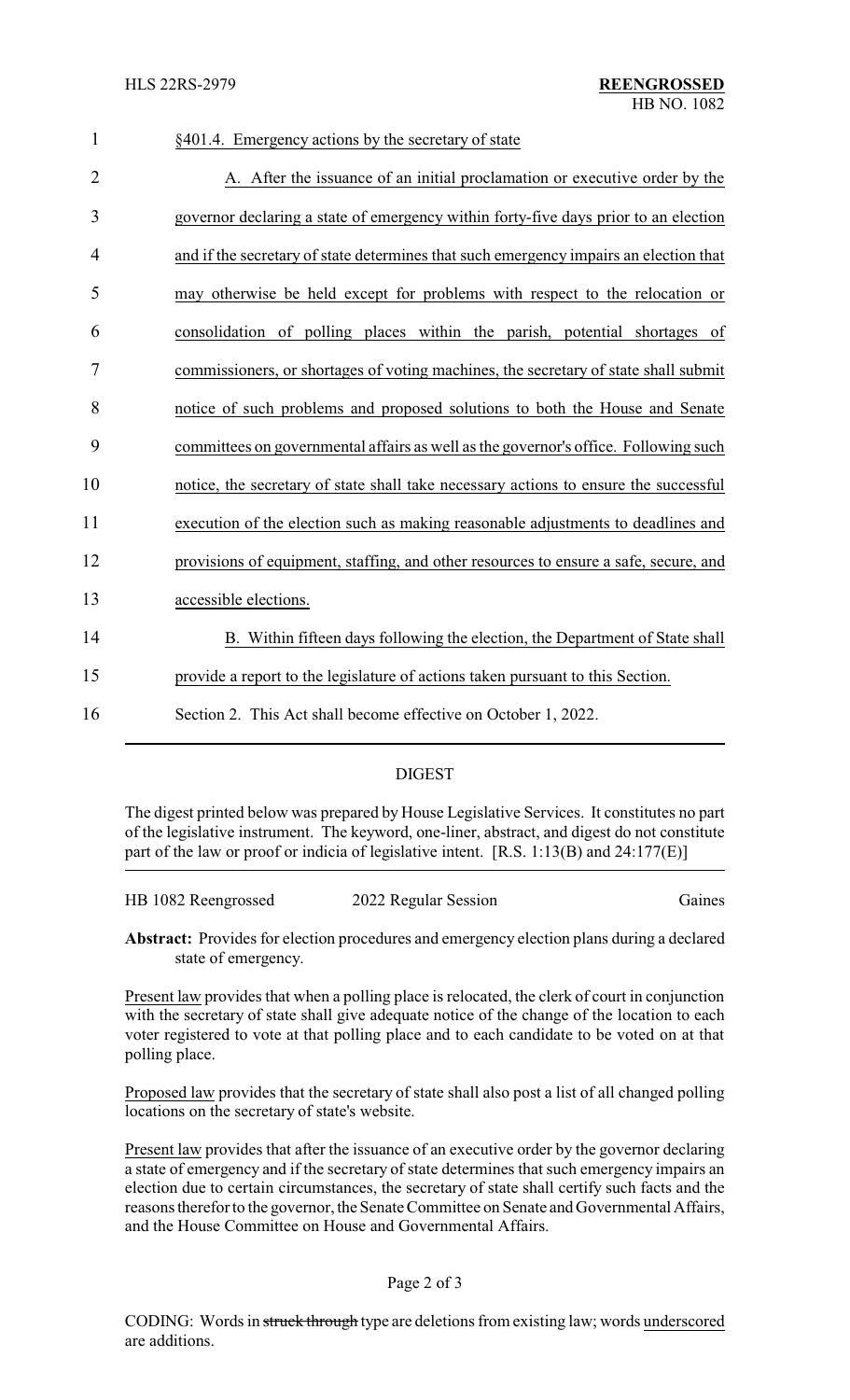§401.4. Emergency actions by the secretary of state

A. After the issuance of an initial proclamation or executive order by the governor declaring a state of emergency within forty-five days prior to an election and if the secretary of state determines that such emergency impairs an election that may otherwise be held except for problems with respect to the relocation or consolidation of polling places within the parish, potential shortages of commissioners, or shortages of voting machines, the secretary of state shall submit notice of such problems and proposed solutions to both the House and Senate committees on governmental affairs as well as the governor's office. Following such notice, the secretary of state shall take necessary actions to ensure the successful execution of the election such as making reasonable adjustments to deadlines and provisions of equipment, staffing, and other resources to ensure a safe, secure, and accessible elections.

B. Within fifteen days following the election, the Department of State shall provide a report to the legislature of actions taken pursuant to this Section.

Section 2. This Act shall become effective on October 1, 2022.

## DIGEST

The digest printed below was prepared by House Legislative Services. It constitutes no part of the legislative instrument. The keyword, one-liner, abstract, and digest do not constitute part of the law or proof or indicia of legislative intent. [R.S. 1:13(B) and 24:177(E)]

HB 1082 Reengrossed | 2022 Regular Session | Gaines

**Abstract:** Provides for election procedures and emergency election plans during a declared state of emergency.

Present law provides that when a polling place is relocated, the clerk of court in conjunction with the secretary of state shall give adequate notice of the change of the location to each voter registered to vote at that polling place and to each candidate to be voted on at that polling place.

Proposed law provides that the secretary of state shall also post a list of all changed polling locations on the secretary of state's website.

Present law provides that after the issuance of an executive order by the governor declaring a state of emergency and if the secretary of state determines that such emergency impairs an election due to certain circumstances, the secretary of state shall certify such facts and the reasons therefor to the governor, the Senate Committee on Senate and Governmental Affairs, and the House Committee on House and Governmental Affairs.

CODING: Words in ~~struck through~~ type are deletions from existing law; words underscored are additions.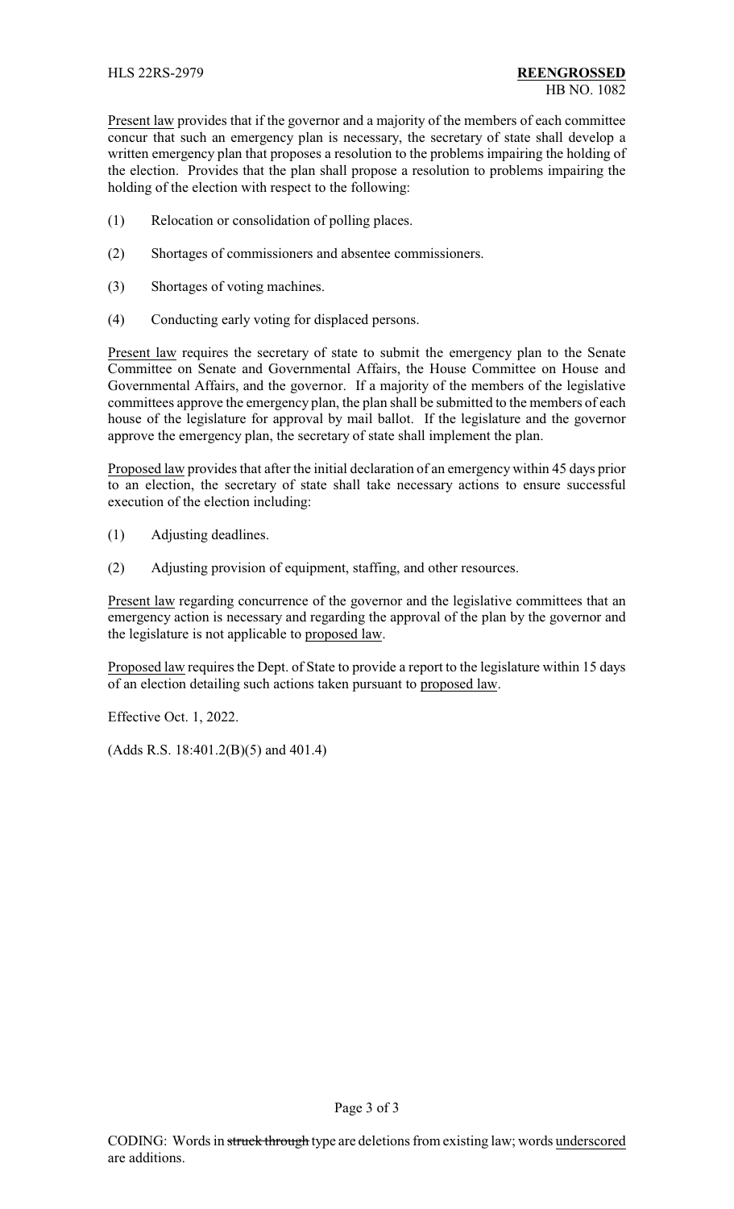Present law provides that if the governor and a majority of the members of each committee concur that such an emergency plan is necessary, the secretary of state shall develop a written emergency plan that proposes a resolution to the problems impairing the holding of the election. Provides that the plan shall propose a resolution to problems impairing the holding of the election with respect to the following:

(1) Relocation or consolidation of polling places.

(2) Shortages of commissioners and absentee commissioners.

(3) Shortages of voting machines.

(4) Conducting early voting for displaced persons.

Present law requires the secretary of state to submit the emergency plan to the Senate Committee on Senate and Governmental Affairs, the House Committee on House and Governmental Affairs, and the governor. If a majority of the members of the legislative committees approve the emergency plan, the plan shall be submitted to the members of each house of the legislature for approval by mail ballot. If the legislature and the governor approve the emergency plan, the secretary of state shall implement the plan.

Proposed law provides that after the initial declaration of an emergency within 45 days prior to an election, the secretary of state shall take necessary actions to ensure successful execution of the election including:

(1) Adjusting deadlines.

(2) Adjusting provision of equipment, staffing, and other resources.

Present law regarding concurrence of the governor and the legislative committees that an emergency action is necessary and regarding the approval of the plan by the governor and the legislature is not applicable to proposed law.

Proposed law requires the Dept. of State to provide a report to the legislature within 15 days of an election detailing such actions taken pursuant to proposed law.

Effective Oct. 1, 2022.

(Adds R.S. 18:401.2(B)(5) and 401.4)

CODING: Words in ~~struck through~~ type are deletions from existing law; words underscored are additions.